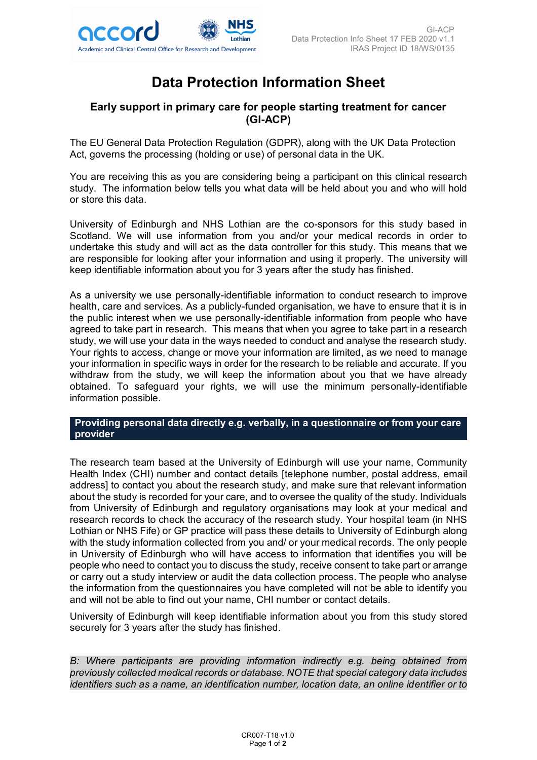# Data Protection Information Sheet

## Early support in primary care for people starting treatment for cancer (GI-ACP)

The EU General Data Protection Regulation (GDPR), along with the UK Data Protection Act, governs the processing (holding or use) of personal data in the UK.

You are receiving this as you are considering being a participant on this clinical research study. The information below tells you what data will be held about you and who will hold or store this data.

University of Edinburgh and NHS Lothian are the co-sponsors for this study based in Scotland. We will use information from you and/or your medical records in order to undertake this study and will act as the data controller for this study. This means that we are responsible for looking after your information and using it properly. The university will keep identifiable information about you for 3 years after the study has finished.

As a university we use personally-identifiable information to conduct research to improve health, care and services. As a publicly-funded organisation, we have to ensure that it is in the public interest when we use personally-identifiable information from people who have agreed to take part in research. This means that when you agree to take part in a research study, we will use your data in the ways needed to conduct and analyse the research study. Your rights to access, change or move your information are limited, as we need to manage your information in specific ways in order for the research to be reliable and accurate. If you withdraw from the study, we will keep the information about you that we have already obtained. To safeguard your rights, we will use the minimum personally-identifiable information possible.

### Providing personal data directly e.g. verbally, in a questionnaire or from your care provider

The research team based at the University of Edinburgh will use your name, Community Health Index (CHI) number and contact details [telephone number, postal address, email address] to contact you about the research study, and make sure that relevant information about the study is recorded for your care, and to oversee the quality of the study. Individuals from University of Edinburgh and regulatory organisations may look at your medical and research records to check the accuracy of the research study. Your hospital team (in NHS Lothian or NHS Fife) or GP practice will pass these details to University of Edinburgh along with the study information collected from you and/ or your medical records. The only people in University of Edinburgh who will have access to information that identifies you will be people who need to contact you to discuss the study, receive consent to take part or arrange or carry out a study interview or audit the data collection process. The people who analyse the information from the questionnaires you have completed will not be able to identify you and will not be able to find out your name, CHI number or contact details.

University of Edinburgh will keep identifiable information about you from this study stored securely for 3 years after the study has finished.

*B: Where participants are providing information indirectly e.g. being obtained from previously collected medical records or database. NOTE that special category data includes identifiers such as a name, an identification number, location data, an online identifier or to*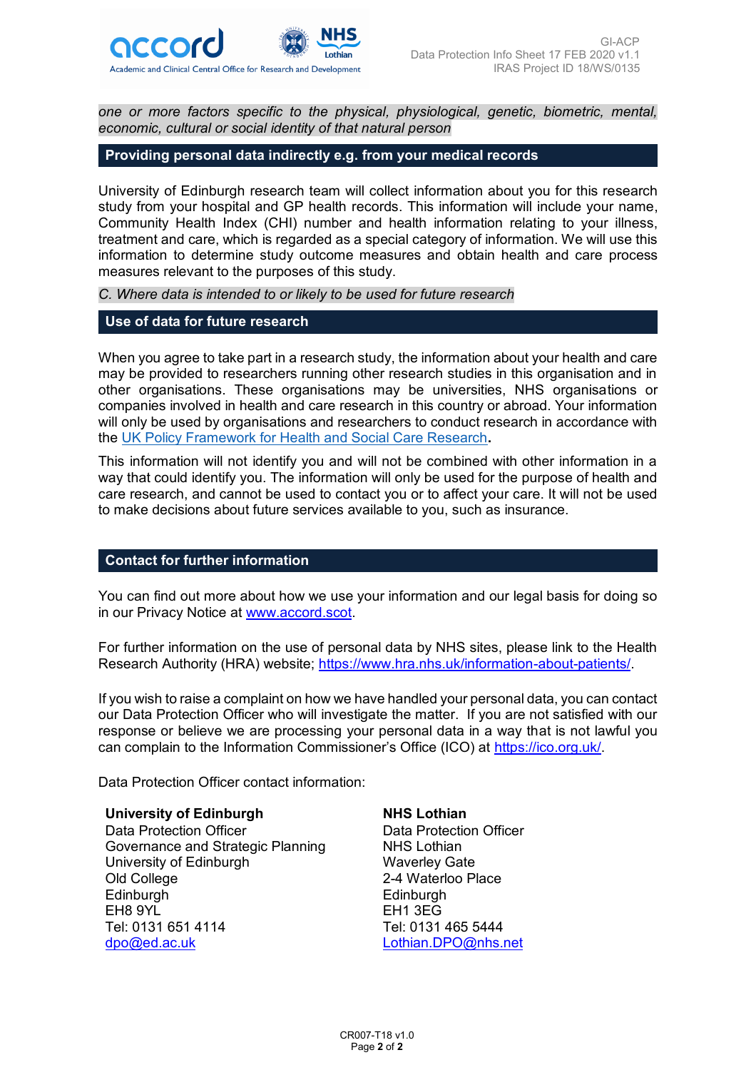*one or more factors specific to the physical, physiological, genetic, biometric, mental, economic, cultural or social identity of that natural person*

## Providing personal data indirectly e.g. from your medical records

University of Edinburgh research team will collect information about you for this research study from your hospital and GP health records. This information will include your name, Community Health Index (CHI) number and health information relating to your illness, treatment and care, which is regarded as a special category of information. We will use this information to determine study outcome measures and obtain health and care process measures relevant to the purposes of this study.

*C. Where data is intended to or likely to be used for future research*

## Use of data for future research

When you agree to take part in a research study, the information about your health and care may be provided to researchers running other research studies in this organisation and in other organisations. These organisations may be universities, NHS organisations or companies involved in health and care research in this country or abroad. Your information will only be used by organisations and researchers to conduct research in accordance with the UK Policy Framework for Health and Social Care Research.

This information will not identify you and will not be combined with other information in a way that could identify you. The information will only be used for the purpose of health and care research, and cannot be used to contact you or to affect your care. It will not be used to make decisions about future services available to you, such as insurance.

## Contact for further information

You can find out more about how we use your information and our legal basis for doing so in our Privacy Notice at www.accord.scot.

For further information on the use of personal data by NHS sites, please link to the Health Research Authority (HRA) website; https://www.hra.nhs.uk/information-about-patients/.

If you wish to raise a complaint on how we have handled your personal data, you can contact our Data Protection Officer who will investigate the matter. If you are not satisfied with our response or believe we are processing your personal data in a way that is not lawful you can complain to the Information Commissioner's Office (ICO) at https://ico.org.uk/.

Data Protection Officer contact information:

**University of Edinburgh**
Data Protection Officer
Governance and Strategic Planning
University of Edinburgh
Old College
Edinburgh
EH8 9YL
Tel: 0131 651 4114
dpo@ed.ac.uk

**NHS Lothian**
Data Protection Officer
NHS Lothian
Waverley Gate
2-4 Waterloo Place
Edinburgh
EH1 3EG
Tel: 0131 465 5444
Lothian.DPO@nhs.net